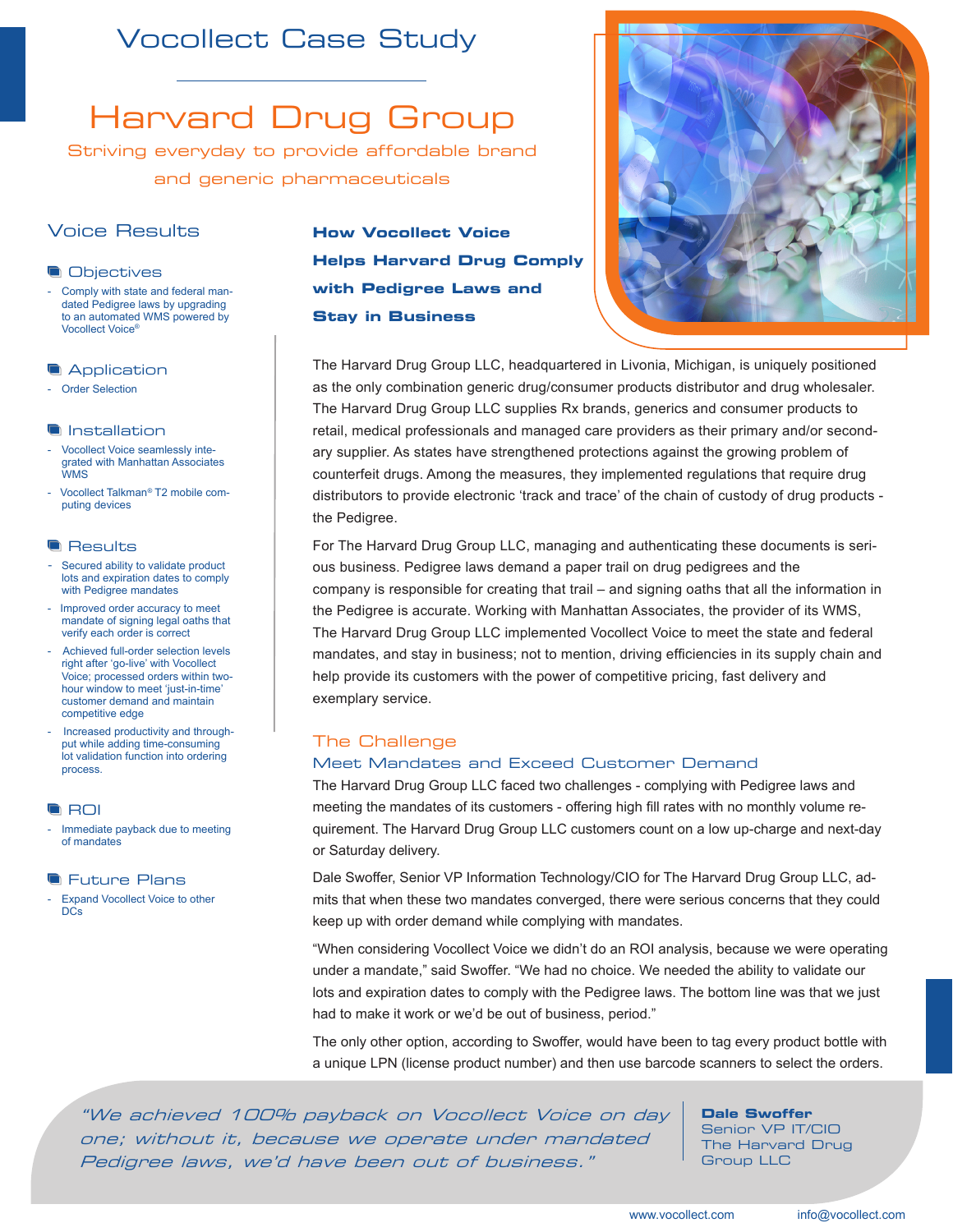# Vocollect Case Study

# Harvard Drug Group

Striving everyday to provide affordable brand and generic pharmaceuticals

## Voice Results

### Objectives

- Comply with state and federal mandated Pedigree laws by upgrading to an automated WMS powered by Vocollect Voice®

### Application

- Order Selection

### Installation

- Vocollect Voice seamlessly integrated with Manhattan Associates WMS
- Vocollect Talkman® T2 mobile computing devices

### Results

- Secured ability to validate product lots and expiration dates to comply with Pedigree mandates
- Improved order accuracy to meet mandate of signing legal oaths that verify each order is correct
- Achieved full-order selection levels right after 'go-live' with Vocollect Voice; processed orders within two-hour window to meet 'just-in-time' customer demand and maintain competitive edge
- Increased productivity and throughput while adding time-consuming lot validation function into ordering process.

### ROI

- Immediate payback due to meeting of mandates

### Future Plans

- Expand Vocollect Voice to other DCs

## How Vocollect Voice Helps Harvard Drug Comply with Pedigree Laws and Stay in Business

The Harvard Drug Group LLC, headquartered in Livonia, Michigan, is uniquely positioned as the only combination generic drug/consumer products distributor and drug wholesaler. The Harvard Drug Group LLC supplies Rx brands, generics and consumer products to retail, medical professionals and managed care providers as their primary and/or secondary supplier. As states have strengthened protections against the growing problem of counterfeit drugs. Among the measures, they implemented regulations that require drug distributors to provide electronic 'track and trace' of the chain of custody of drug products - the Pedigree.

For The Harvard Drug Group LLC, managing and authenticating these documents is serious business. Pedigree laws demand a paper trail on drug pedigrees and the company is responsible for creating that trail – and signing oaths that all the information in the Pedigree is accurate. Working with Manhattan Associates, the provider of its WMS, The Harvard Drug Group LLC implemented Vocollect Voice to meet the state and federal mandates, and stay in business; not to mention, driving efficiencies in its supply chain and help provide its customers with the power of competitive pricing, fast delivery and exemplary service.

## The Challenge

### Meet Mandates and Exceed Customer Demand

The Harvard Drug Group LLC faced two challenges - complying with Pedigree laws and meeting the mandates of its customers - offering high fill rates with no monthly volume requirement. The Harvard Drug Group LLC customers count on a low up-charge and next-day or Saturday delivery.

Dale Swoffer, Senior VP Information Technology/CIO for The Harvard Drug Group LLC, admits that when these two mandates converged, there were serious concerns that they could keep up with order demand while complying with mandates.

"When considering Vocollect Voice we didn't do an ROI analysis, because we were operating under a mandate," said Swoffer. "We had no choice. We needed the ability to validate our lots and expiration dates to comply with the Pedigree laws. The bottom line was that we just had to make it work or we'd be out of business, period."

The only other option, according to Swoffer, would have been to tag every product bottle with a unique LPN (license product number) and then use barcode scanners to select the orders.

> *"We achieved 100% payback on Vocollect Voice on day one; without it, because we operate under mandated Pedigree laws, we'd have been out of business."*
>
> **Dale Swoffer**
> Senior VP IT/CIO
> The Harvard Drug Group LLC

www.vocollect.com info@vocollect.com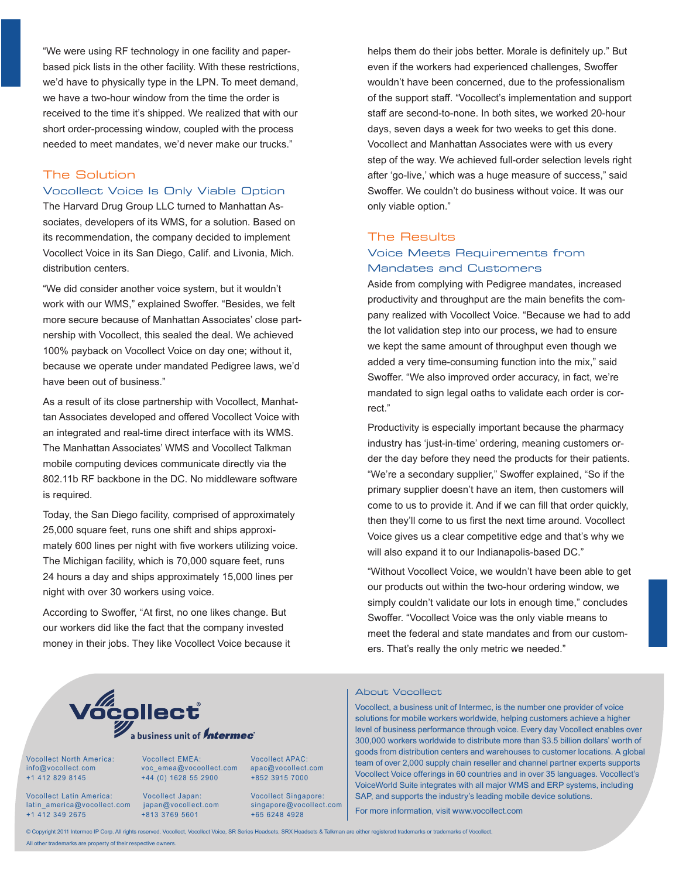"We were using RF technology in one facility and paper-based pick lists in the other facility. With these restrictions, we'd have to physically type in the LPN. To meet demand, we have a two-hour window from the time the order is received to the time it's shipped. We realized that with our short order-processing window, coupled with the process needed to meet mandates, we'd never make our trucks."

## The Solution

### Vocollect Voice Is Only Viable Option

The Harvard Drug Group LLC turned to Manhattan Associates, developers of its WMS, for a solution. Based on its recommendation, the company decided to implement Vocollect Voice in its San Diego, Calif. and Livonia, Mich. distribution centers.

"We did consider another voice system, but it wouldn't work with our WMS," explained Swoffer. "Besides, we felt more secure because of Manhattan Associates' close partnership with Vocollect, this sealed the deal. We achieved 100% payback on Vocollect Voice on day one; without it, because we operate under mandated Pedigree laws, we'd have been out of business."

As a result of its close partnership with Vocollect, Manhattan Associates developed and offered Vocollect Voice with an integrated and real-time direct interface with its WMS. The Manhattan Associates' WMS and Vocollect Talkman mobile computing devices communicate directly via the 802.11b RF backbone in the DC. No middleware software is required.

Today, the San Diego facility, comprised of approximately 25,000 square feet, runs one shift and ships approximately 600 lines per night with five workers utilizing voice. The Michigan facility, which is 70,000 square feet, runs 24 hours a day and ships approximately 15,000 lines per night with over 30 workers using voice.

According to Swoffer, "At first, no one likes change. But our workers did like the fact that the company invested money in their jobs. They like Vocollect Voice because it helps them do their jobs better. Morale is definitely up." But even if the workers had experienced challenges, Swoffer wouldn't have been concerned, due to the professionalism of the support staff. "Vocollect's implementation and support staff are second-to-none. In both sites, we worked 20-hour days, seven days a week for two weeks to get this done. Vocollect and Manhattan Associates were with us every step of the way. We achieved full-order selection levels right after 'go-live,' which was a huge measure of success," said Swoffer. We couldn't do business without voice. It was our only viable option."

## The Results

### Voice Meets Requirements from Mandates and Customers

Aside from complying with Pedigree mandates, increased productivity and throughput are the main benefits the company realized with Vocollect Voice. "Because we had to add the lot validation step into our process, we had to ensure we kept the same amount of throughput even though we added a very time-consuming function into the mix," said Swoffer. "We also improved order accuracy, in fact, we're mandated to sign legal oaths to validate each order is correct."

Productivity is especially important because the pharmacy industry has 'just-in-time' ordering, meaning customers order the day before they need the products for their patients. "We're a secondary supplier," Swoffer explained, "So if the primary supplier doesn't have an item, then customers will come to us to provide it. And if we can fill that order quickly, then they'll come to us first the next time around. Vocollect Voice gives us a clear competitive edge and that's why we will also expand it to our Indianapolis-based DC."

"Without Vocollect Voice, we wouldn't have been able to get our products out within the two-hour ordering window, we simply couldn't validate our lots in enough time," concludes Swoffer. "Vocollect Voice was the only viable means to meet the federal and state mandates and from our customers. That's really the only metric we needed."

Vocollect®
a business unit of Intermec

Vocollect North America:
info@vocollect.com
+1 412 829 8145

Vocollect EMEA:
voc_emea@vocoollect.com
+44 (0) 1628 55 2900

Vocollect APAC:
apac@vocollect.com
+852 3915 7000

Vocollect Latin America:
latin_america@vocollect.com
+1 412 349 2675

Vocollect Japan:
japan@vocollect.com
+813 3769 5601

Vocollect Singapore:
singapore@vocollect.com
+65 6248 4928

### About Vocollect

Vocollect, a business unit of Intermec, is the number one provider of voice solutions for mobile workers worldwide, helping customers achieve a higher level of business performance through voice. Every day Vocollect enables over 300,000 workers worldwide to distribute more than $3.5 billion dollars' worth of goods from distribution centers and warehouses to customer locations. A global team of over 2,000 supply chain reseller and channel partner experts supports Vocollect Voice offerings in 60 countries and in over 35 languages. Vocollect's VoiceWorld Suite integrates with all major WMS and ERP systems, including SAP, and supports the industry's leading mobile device solutions.

For more information, visit www.vocollect.com

© Copyright 2011 Intermec IP Corp. All rights reserved. Vocollect, Vocollect Voice, SR Series Headsets, SRX Headsets & Talkman are either registered trademarks or trademarks of Vocollect.
All other trademarks are property of their respective owners.